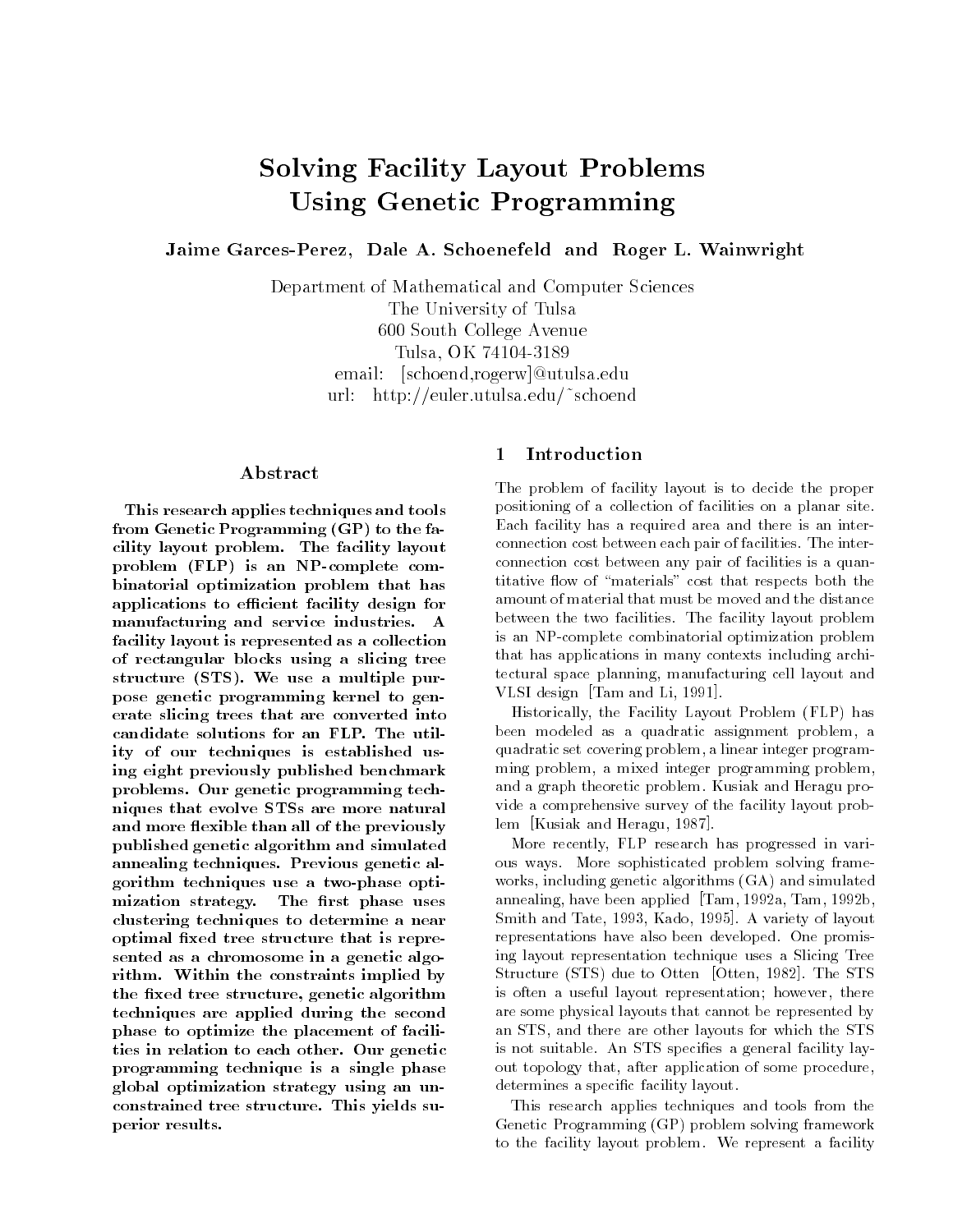# Solving Facility Layout Problems Using Genetic Programming

**Jaime Garces-Perez, Dale A. Schoenefeld and Roger L. Wainwright**

Department of Mathematical and Computer Sciences
The University of Tulsa
600 South College Avenue
Tulsa, OK 74104-3189
email: [schoend,rogerw]@utulsa.edu
url: http://euler.utulsa.edu/~schoend

## Abstract

**This research applies techniques and tools from Genetic Programming (GP) to the facility layout problem. The facility layout problem (FLP) is an NP-complete combinatorial optimization problem that has applications to efficient facility design for manufacturing and service industries. A facility layout is represented as a collection of rectangular blocks using a slicing tree structure (STS). We use a multiple purpose genetic programming kernel to generate slicing trees that are converted into candidate solutions for an FLP. The utility of our techniques is established using eight previously published benchmark problems. Our genetic programming techniques that evolve STSs are more natural and more flexible than all of the previously published genetic algorithm and simulated annealing techniques. Previous genetic algorithm techniques use a two-phase optimization strategy. The first phase uses clustering techniques to determine a near optimal fixed tree structure that is represented as a chromosome in a genetic algorithm. Within the constraints implied by the fixed tree structure, genetic algorithm techniques are applied during the second phase to optimize the placement of facilities in relation to each other. Our genetic programming technique is a single phase global optimization strategy using an unconstrained tree structure. This yields superior results.**

## 1 Introduction

The problem of facility layout is to decide the proper positioning of a collection of facilities on a planar site. Each facility has a required area and there is an interconnection cost between each pair of facilities. The interconnection cost between any pair of facilities is a quantitative flow of "materials" cost that respects both the amount of material that must be moved and the distance between the two facilities. The facility layout problem is an NP-complete combinatorial optimization problem that has applications in many contexts including architectural space planning, manufacturing cell layout and VLSI design [Tam and Li, 1991].

Historically, the Facility Layout Problem (FLP) has been modeled as a quadratic assignment problem, a quadratic set covering problem, a linear integer programming problem, a mixed integer programming problem, and a graph theoretic problem. Kusiak and Heragu provide a comprehensive survey of the facility layout problem [Kusiak and Heragu, 1987].

More recently, FLP research has progressed in various ways. More sophisticated problem solving frameworks, including genetic algorithms (GA) and simulated annealing, have been applied [Tam, 1992a, Tam, 1992b, Smith and Tate, 1993, Kado, 1995]. A variety of layout representations have also been developed. One promising layout representation technique uses a Slicing Tree Structure (STS) due to Otten [Otten, 1982]. The STS is often a useful layout representation; however, there are some physical layouts that cannot be represented by an STS, and there are other layouts for which the STS is not suitable. An STS specifies a general facility layout topology that, after application of some procedure, determines a specific facility layout.

This research applies techniques and tools from the Genetic Programming (GP) problem solving framework to the facility layout problem. We represent a facility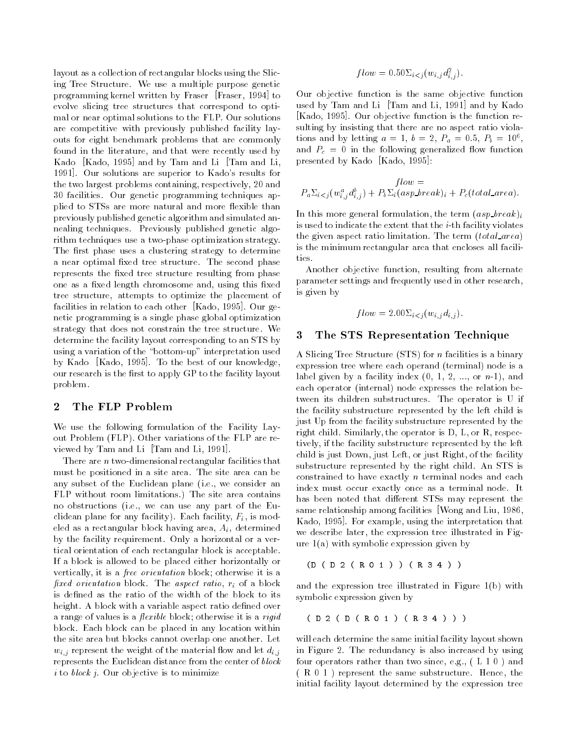layout as a collection of rectangular blocks using the Slicing Tree Structure. We use a multiple purpose genetic programming kernel written by Fraser [Fraser, 1994] to evolve slicing tree structures that correspond to optimal or near optimal solutions to the FLP. Our solutions are competitive with previously published facility layouts for eight benchmark problems that are commonly found in the literature, and that were recently used by Kado [Kado, 1995] and by Tam and Li [Tam and Li, 1991]. Our solutions are superior to Kado's results for the two largest problems containing, respectively, 20 and 30 facilities. Our genetic programming techniques applied to STSs are more natural and more flexible than previously published genetic algorithm and simulated annealing techniques. Previously published genetic algorithm techniques use a two-phase optimization strategy. The first phase uses a clustering strategy to determine a near optimal fixed tree structure. The second phase represents the fixed tree structure resulting from phase one as a fixed length chromosome and, using this fixed tree structure, attempts to optimize the placement of facilities in relation to each other [Kado, 1995]. Our genetic programming is a single phase global optimization strategy that does not constrain the tree structure. We determine the facility layout corresponding to an STS by using a variation of the "bottom-up" interpretation used by Kado [Kado, 1995]. To the best of our knowledge, our research is the first to apply GP to the facility layout problem.

## 2 The FLP Problem

We use the following formulation of the Facility Layout Problem (FLP). Other variations of the FLP are reviewed by Tam and Li [Tam and Li, 1991].

There are $n$ two-dimensional rectangular facilities that must be positioned in a site area. The site area can be any subset of the Euclidean plane (i.e., we consider an FLP without room limitations.) The site area contains no obstructions (i.e., we can use any part of the Euclidean plane for any facility). Each facility, $F_i$, is modeled as a rectangular block having area, $A_i$, determined by the facility requirement. Only a horizontal or a vertical orientation of each rectangular block is acceptable. If a block is allowed to be placed either horizontally or vertically, it is a *free orientation* block; otherwise it is a *fixed orientation* block. The *aspect ratio*, $r_i$ of a block is defined as the ratio of the width of the block to its height. A block with a variable aspect ratio defined over a range of values is a *flexible* block; otherwise it is a *rigid* block. Each block can be placed in any location within the site area but blocks cannot overlap one another. Let $w_{i,j}$ represent the weight of the material flow and let $d_{i,j}$ represents the Euclidean distance from the center of *block* $i$ to *block* $j$. Our objective is to minimize

$$flow = 0.50\Sigma_{i<j}(w_{i,j}d_{i,j}^2).$$

Our objective function is the same objective function used by Tam and Li [Tam and Li, 1991] and by Kado [Kado, 1995]. Our objective function is the function resulting by insisting that there are no aspect ratio violations and by letting $a = 1$, $b = 2$, $P_a = 0.5$, $P_b = 10^6$, and $P_c = 0$ in the following generalized flow function presented by Kado [Kado, 1995]:

$$flow = P_a\Sigma_{i<j}(w_{i,j}^a d_{i,j}^b) + P_b\Sigma_i(asp\_break)_i + P_c(total\_area).$$

In this more general formulation, the term $(asp\_break)_i$ is used to indicate the extent that the $i$-th facility violates the given aspect ratio limitation. The term $(total\_area)$ is the minimum rectangular area that encloses all facilities.

Another objective function, resulting from alternate parameter settings and frequently used in other research, is given by

$$flow = 2.00\Sigma_{i<j}(w_{i,j}d_{i,j}).$$

## 3 The STS Representation Technique

A Slicing Tree Structure (STS) for $n$ facilities is a binary expression tree where each operand (terminal) node is a label given by a facility index (0, 1, 2, ..., or $n$-1), and each operator (internal) node expresses the relation between its children substructures. The operator is U if the facility substructure represented by the left child is just Up from the facility substructure represented by the right child. Similarly, the operator is D, L, or R, respectively, if the facility substructure represented by the left child is just Down, just Left, or just Right, of the facility substructure represented by the right child. An STS is constrained to have exactly $n$ terminal nodes and each index must occur exactly once as a terminal node. It has been noted that different STSs may represent the same relationship among facilities [Wong and Liu, 1986, Kado, 1995]. For example, using the interpretation that we describe later, the expression tree illustrated in Figure 1(a) with symbolic expression given by

```
(D ( D 2 ( R 0 1 ) ) ( R 3 4 ) )
```

and the expression tree illustrated in Figure 1(b) with symbolic expression given by

```
( D 2 ( D ( R 0 1 ) ( R 3 4 ) ) )
```

will each determine the same initial facility layout shown in Figure 2. The redundancy is also increased by using four operators rather than two since, e.g., ( L 1 0 ) and ( R 0 1 ) represent the same substructure. Hence, the initial facility layout determined by the expression tree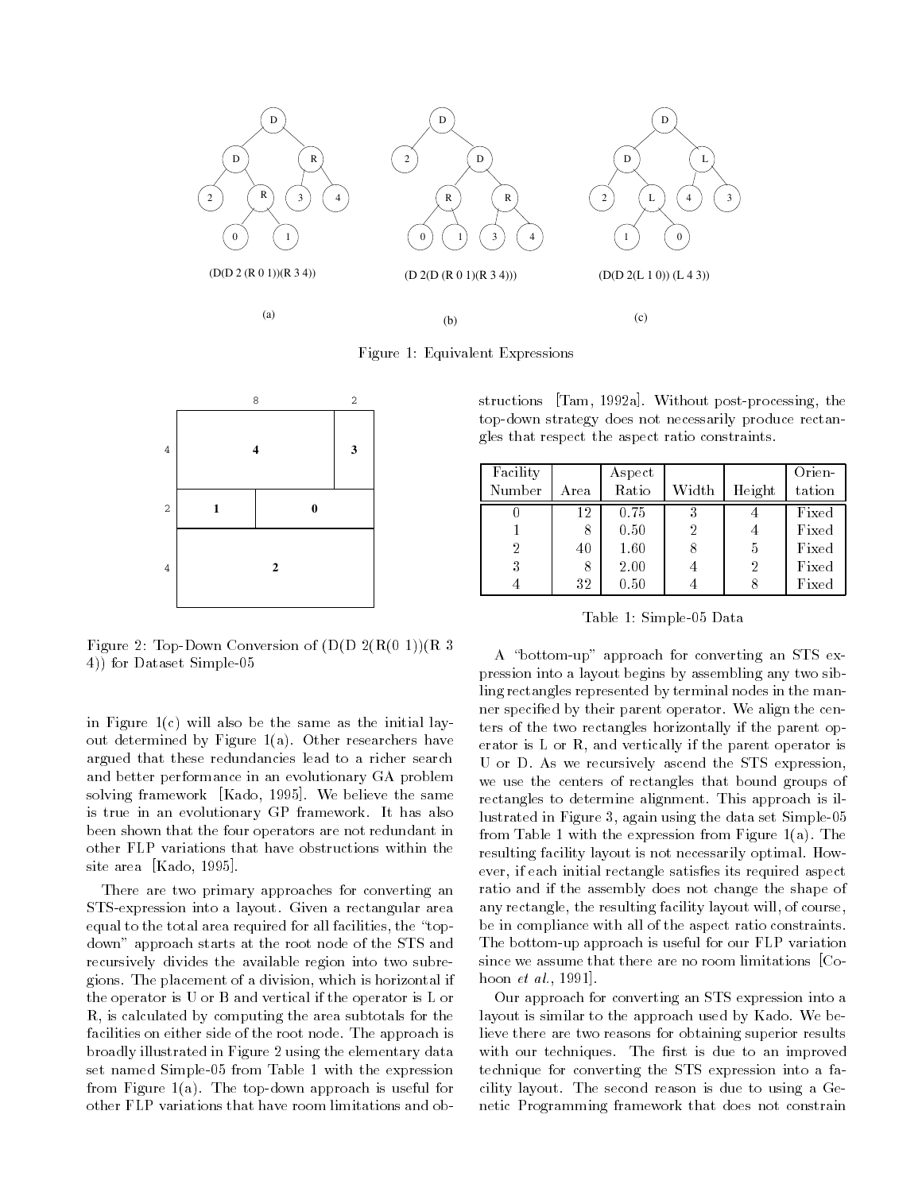(D(D 2 (R 0 1))(R 3 4))

(a)

(D 2(D (R 0 1)(R 3 4)))

(b)

(D(D 2(L 1 0)) (L 4 3))

(c)

Figure 1: Equivalent Expressions

Figure 2: Top-Down Conversion of (D(D 2(R(0 1))(R 3 4)) for Dataset Simple-05

in Figure 1(c) will also be the same as the initial layout determined by Figure 1(a). Other researchers have argued that these redundancies lead to a richer search and better performance in an evolutionary GA problem solving framework [Kado, 1995]. We believe the same is true in an evolutionary GP framework. It has also been shown that the four operators are not redundant in other FLP variations that have obstructions within the site area [Kado, 1995].

There are two primary approaches for converting an STS-expression into a layout. Given a rectangular area equal to the total area required for all facilities, the "top-down" approach starts at the root node of the STS and recursively divides the available region into two subregions. The placement of a division, which is horizontal if the operator is U or B and vertical if the operator is L or R, is calculated by computing the area subtotals for the facilities on either side of the root node. The approach is broadly illustrated in Figure 2 using the elementary data set named Simple-05 from Table 1 with the expression from Figure 1(a). The top-down approach is useful for other FLP variations that have room limitations and obstructions [Tam, 1992a]. Without post-processing, the top-down strategy does not necessarily produce rectangles that respect the aspect ratio constraints.

| Facility Number | Area | Aspect Ratio | Width | Height | Orientation |
|---|---|---|---|---|---|
| 0 | 12 | 0.75 | 3 | 4 | Fixed |
| 1 | 8 | 0.50 | 2 | 4 | Fixed |
| 2 | 40 | 1.60 | 8 | 5 | Fixed |
| 3 | 8 | 2.00 | 4 | 2 | Fixed |
| 4 | 32 | 0.50 | 4 | 8 | Fixed |

Table 1: Simple-05 Data

A "bottom-up" approach for converting an STS expression into a layout begins by assembling any two sibling rectangles represented by terminal nodes in the manner specified by their parent operator. We align the centers of the two rectangles horizontally if the parent operator is L or R, and vertically if the parent operator is U or D. As we recursively ascend the STS expression, we use the centers of rectangles that bound groups of rectangles to determine alignment. This approach is illustrated in Figure 3, again using the data set Simple-05 from Table 1 with the expression from Figure 1(a). The resulting facility layout is not necessarily optimal. However, if each initial rectangle satisfies its required aspect ratio and if the assembly does not change the shape of any rectangle, the resulting facility layout will, of course, be in compliance with all of the aspect ratio constraints. The bottom-up approach is useful for our FLP variation since we assume that there are no room limitations [Cohoon *et al.*, 1991].

Our approach for converting an STS expression into a layout is similar to the approach used by Kado. We believe there are two reasons for obtaining superior results with our techniques. The first is due to an improved technique for converting the STS expression into a facility layout. The second reason is due to using a Genetic Programming framework that does not constrain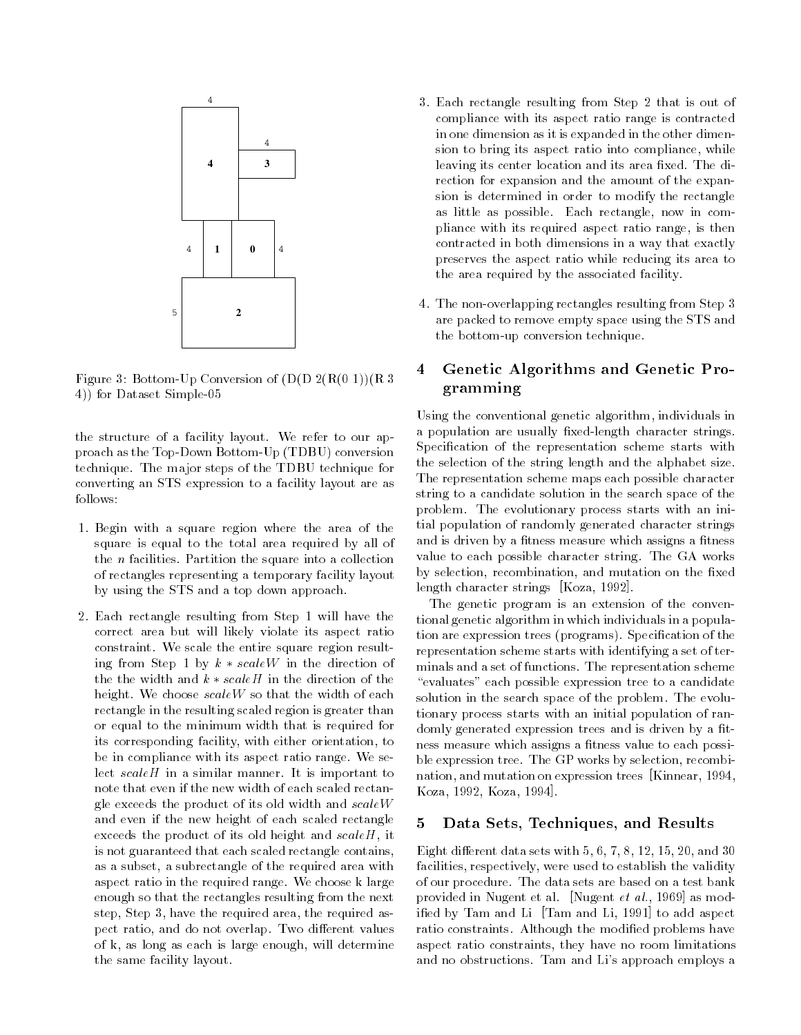Figure 3: Bottom-Up Conversion of (D(D 2(R(0 1))(R 3 4)) for Dataset Simple-05

the structure of a facility layout. We refer to our approach as the Top-Down Bottom-Up (TDBU) conversion technique. The major steps of the TDBU technique for converting an STS expression to a facility layout are as follows:

1. Begin with a square region where the area of the square is equal to the total area required by all of the $n$ facilities. Partition the square into a collection of rectangles representing a temporary facility layout by using the STS and a top down approach.

2. Each rectangle resulting from Step 1 will have the correct area but will likely violate its aspect ratio constraint. We scale the entire square region resulting from Step 1 by $k * scaleW$ in the direction of the the width and $k * scaleH$ in the direction of the height. We choose $scaleW$ so that the width of each rectangle in the resulting scaled region is greater than or equal to the minimum width that is required for its corresponding facility, with either orientation, to be in compliance with its aspect ratio range. We select $scaleH$ in a similar manner. It is important to note that even if the new width of each scaled rectangle exceeds the product of its old width and $scaleW$ and even if the new height of each scaled rectangle exceeds the product of its old height and $scaleH$, it is not guaranteed that each scaled rectangle contains, as a subset, a subrectangle of the required area with aspect ratio in the required range. We choose k large enough so that the rectangles resulting from the next step, Step 3, have the required area, the required aspect ratio, and do not overlap. Two different values of k, as long as each is large enough, will determine the same facility layout.

3. Each rectangle resulting from Step 2 that is out of compliance with its aspect ratio range is contracted in one dimension as it is expanded in the other dimension to bring its aspect ratio into compliance, while leaving its center location and its area fixed. The direction for expansion and the amount of the expansion is determined in order to modify the rectangle as little as possible. Each rectangle, now in compliance with its required aspect ratio range, is then contracted in both dimensions in a way that exactly preserves the aspect ratio while reducing its area to the area required by the associated facility.

4. The non-overlapping rectangles resulting from Step 3 are packed to remove empty space using the STS and the bottom-up conversion technique.

## 4 Genetic Algorithms and Genetic Programming

Using the conventional genetic algorithm, individuals in a population are usually fixed-length character strings. Specification of the representation scheme starts with the selection of the string length and the alphabet size. The representation scheme maps each possible character string to a candidate solution in the search space of the problem. The evolutionary process starts with an initial population of randomly generated character strings and is driven by a fitness measure which assigns a fitness value to each possible character string. The GA works by selection, recombination, and mutation on the fixed length character strings [Koza, 1992].

The genetic program is an extension of the conventional genetic algorithm in which individuals in a population are expression trees (programs). Specification of the representation scheme starts with identifying a set of terminals and a set of functions. The representation scheme "evaluates" each possible expression tree to a candidate solution in the search space of the problem. The evolutionary process starts with an initial population of randomly generated expression trees and is driven by a fitness measure which assigns a fitness value to each possible expression tree. The GP works by selection, recombination, and mutation on expression trees [Kinnear, 1994, Koza, 1992, Koza, 1994].

## 5 Data Sets, Techniques, and Results

Eight different data sets with 5, 6, 7, 8, 12, 15, 20, and 30 facilities, respectively, were used to establish the validity of our procedure. The data sets are based on a test bank provided in Nugent et al. [Nugent *et al.*, 1969] as modified by Tam and Li [Tam and Li, 1991] to add aspect ratio constraints. Although the modified problems have aspect ratio constraints, they have no room limitations and no obstructions. Tam and Li's approach employs a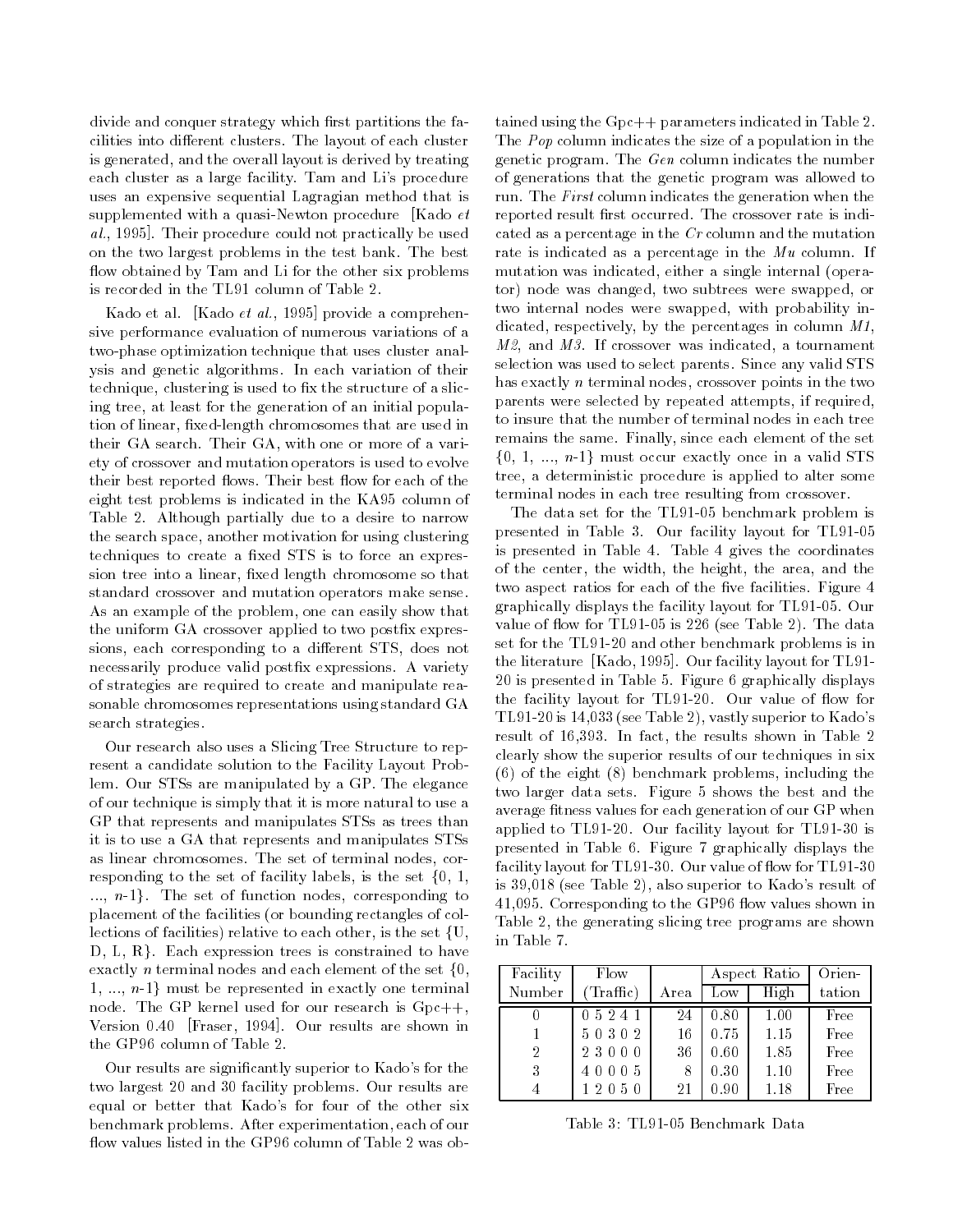divide and conquer strategy which first partitions the facilities into different clusters. The layout of each cluster is generated, and the overall layout is derived by treating each cluster as a large facility. Tam and Li's procedure uses an expensive sequential Lagragian method that is supplemented with a quasi-Newton procedure [Kado *et al.*, 1995]. Their procedure could not practically be used on the two largest problems in the test bank. The best flow obtained by Tam and Li for the other six problems is recorded in the TL91 column of Table 2.

Kado et al. [Kado *et al.*, 1995] provide a comprehensive performance evaluation of numerous variations of a two-phase optimization technique that uses cluster analysis and genetic algorithms. In each variation of their technique, clustering is used to fix the structure of a slicing tree, at least for the generation of an initial population of linear, fixed-length chromosomes that are used in their GA search. Their GA, with one or more of a variety of crossover and mutation operators is used to evolve their best reported flows. Their best flow for each of the eight test problems is indicated in the KA95 column of Table 2. Although partially due to a desire to narrow the search space, another motivation for using clustering techniques to create a fixed STS is to force an expression tree into a linear, fixed length chromosome so that standard crossover and mutation operators make sense. As an example of the problem, one can easily show that the uniform GA crossover applied to two postfix expressions, each corresponding to a different STS, does not necessarily produce valid postfix expressions. A variety of strategies are required to create and manipulate reasonable chromosomes representations using standard GA search strategies.

Our research also uses a Slicing Tree Structure to represent a candidate solution to the Facility Layout Problem. Our STSs are manipulated by a GP. The elegance of our technique is simply that it is more natural to use a GP that represents and manipulates STSs as trees than it is to use a GA that represents and manipulates STSs as linear chromosomes. The set of terminal nodes, corresponding to the set of facility labels, is the set {0, 1, ..., *n*-1}. The set of function nodes, corresponding to placement of the facilities (or bounding rectangles of collections of facilities) relative to each other, is the set {U, D, L, R}. Each expression trees is constrained to have exactly *n* terminal nodes and each element of the set {0, 1, ..., *n*-1} must be represented in exactly one terminal node. The GP kernel used for our research is Gpc++, Version 0.40 [Fraser, 1994]. Our results are shown in the GP96 column of Table 2.

Our results are significantly superior to Kado's for the two largest 20 and 30 facility problems. Our results are equal or better that Kado's for four of the other six benchmark problems. After experimentation, each of our flow values listed in the GP96 column of Table 2 was obtained using the Gpc++ parameters indicated in Table 2. The *Pop* column indicates the size of a population in the genetic program. The *Gen* column indicates the number of generations that the genetic program was allowed to run. The *First* column indicates the generation when the reported result first occurred. The crossover rate is indicated as a percentage in the *Cr* column and the mutation rate is indicated as a percentage in the *Mu* column. If mutation was indicated, either a single internal (operator) node was changed, two subtrees were swapped, or two internal nodes were swapped, with probability indicated, respectively, by the percentages in column *M1*, *M2*, and *M3*. If crossover was indicated, a tournament selection was used to select parents. Since any valid STS has exactly *n* terminal nodes, crossover points in the two parents were selected by repeated attempts, if required, to insure that the number of terminal nodes in each tree remains the same. Finally, since each element of the set {0, 1, ..., *n*-1} must occur exactly once in a valid STS tree, a deterministic procedure is applied to alter some terminal nodes in each tree resulting from crossover.

The data set for the TL91-05 benchmark problem is presented in Table 3. Our facility layout for TL91-05 is presented in Table 4. Table 4 gives the coordinates of the center, the width, the height, the area, and the two aspect ratios for each of the five facilities. Figure 4 graphically displays the facility layout for TL91-05. Our value of flow for TL91-05 is 226 (see Table 2). The data set for the TL91-20 and other benchmark problems is in the literature [Kado, 1995]. Our facility layout for TL91-20 is presented in Table 5. Figure 6 graphically displays the facility layout for TL91-20. Our value of flow for TL91-20 is 14,033 (see Table 2), vastly superior to Kado's result of 16,393. In fact, the results shown in Table 2 clearly show the superior results of our techniques in six (6) of the eight (8) benchmark problems, including the two larger data sets. Figure 5 shows the best and the average fitness values for each generation of our GP when applied to TL91-20. Our facility layout for TL91-30 is presented in Table 6. Figure 7 graphically displays the facility layout for TL91-30. Our value of flow for TL91-30 is 39,018 (see Table 2), also superior to Kado's result of 41,095. Corresponding to the GP96 flow values shown in Table 2, the generating slicing tree programs are shown in Table 7.

| Facility Number | Flow (Traffic) | Area | Aspect Ratio Low | Aspect Ratio High | Orientation |
|---|---|---|---|---|---|
| 0 | 0 5 2 4 1 | 24 | 0.80 | 1.00 | Free |
| 1 | 5 0 3 0 2 | 16 | 0.75 | 1.15 | Free |
| 2 | 2 3 0 0 0 | 36 | 0.60 | 1.85 | Free |
| 3 | 4 0 0 0 5 | 8 | 0.30 | 1.10 | Free |
| 4 | 1 2 0 5 0 | 21 | 0.90 | 1.18 | Free |

Table 3: TL91-05 Benchmark Data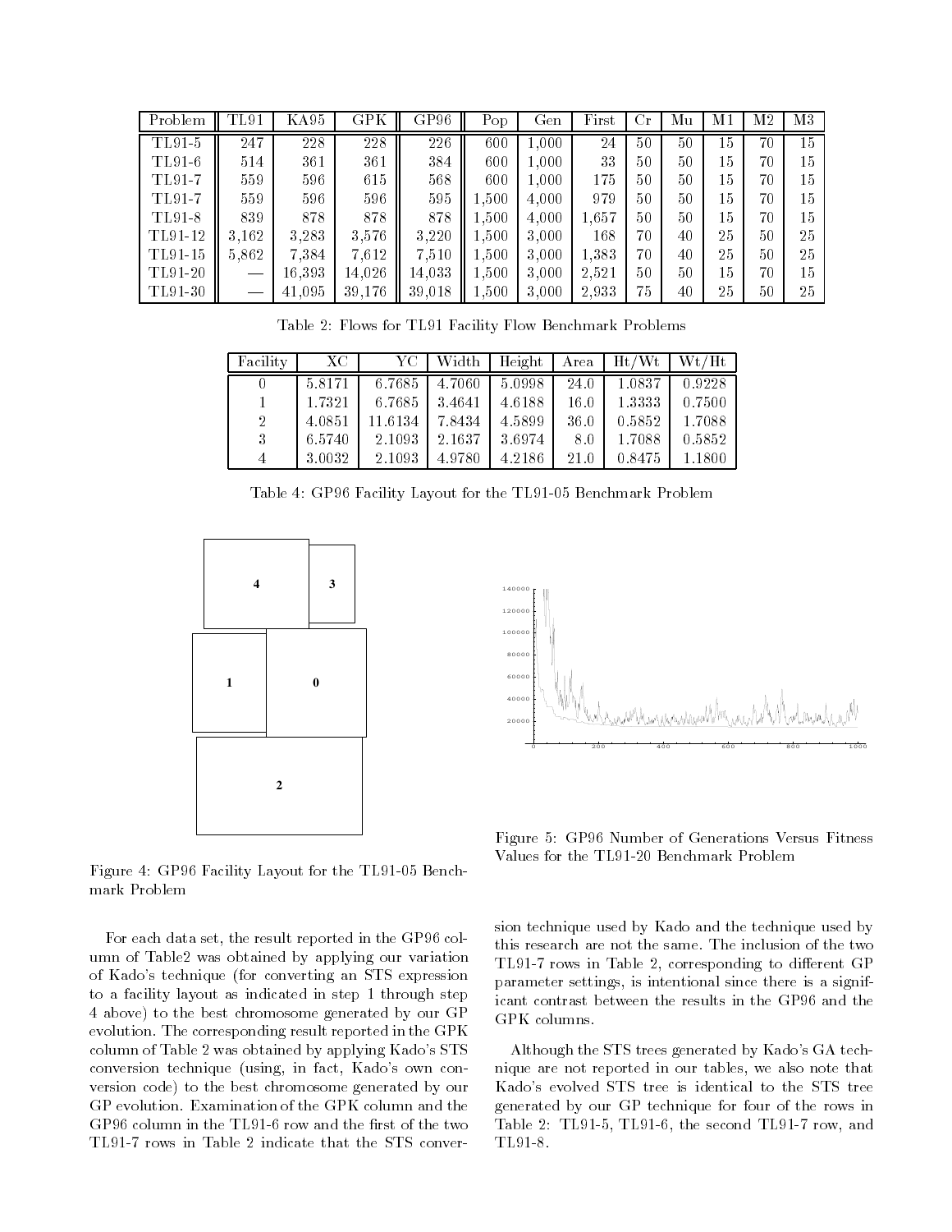| Problem | TL91 | KA95 | GPK | GP96 | Pop | Gen | First | Cr | Mu | M1 | M2 | M3 |
|---|---|---|---|---|---|---|---|---|---|---|---|---|
| TL91-5 | 247 | 228 | 228 | 226 | 600 | 1,000 | 24 | 50 | 50 | 15 | 70 | 15 |
| TL91-6 | 514 | 361 | 361 | 384 | 600 | 1,000 | 33 | 50 | 50 | 15 | 70 | 15 |
| TL91-7 | 559 | 596 | 615 | 568 | 600 | 1,000 | 175 | 50 | 50 | 15 | 70 | 15 |
| TL91-7 | 559 | 596 | 596 | 595 | 1,500 | 4,000 | 979 | 50 | 50 | 15 | 70 | 15 |
| TL91-8 | 839 | 878 | 878 | 878 | 1,500 | 4,000 | 1,657 | 50 | 50 | 15 | 70 | 15 |
| TL91-12 | 3,162 | 3,283 | 3,576 | 3,220 | 1,500 | 3,000 | 168 | 70 | 40 | 25 | 50 | 25 |
| TL91-15 | 5,862 | 7,384 | 7,612 | 7,510 | 1,500 | 3,000 | 1,383 | 70 | 40 | 25 | 50 | 25 |
| TL91-20 | — | 16,393 | 14,026 | 14,033 | 1,500 | 3,000 | 2,521 | 50 | 50 | 15 | 70 | 15 |
| TL91-30 | — | 41,095 | 39,176 | 39,018 | 1,500 | 3,000 | 2,933 | 75 | 40 | 25 | 50 | 25 |

Table 2: Flows for TL91 Facility Flow Benchmark Problems

| Facility | XC | YC | Width | Height | Area | Ht/Wt | Wt/Ht |
|---|---|---|---|---|---|---|---|
| 0 | 5.8171 | 6.7685 | 4.7060 | 5.0998 | 24.0 | 1.0837 | 0.9228 |
| 1 | 1.7321 | 6.7685 | 3.4641 | 4.6188 | 16.0 | 1.3333 | 0.7500 |
| 2 | 4.0851 | 11.6134 | 7.8434 | 4.5899 | 36.0 | 0.5852 | 1.7088 |
| 3 | 6.5740 | 2.1093 | 2.1637 | 3.6974 | 8.0 | 1.7088 | 0.5852 |
| 4 | 3.0032 | 2.1093 | 4.9780 | 4.2186 | 21.0 | 0.8475 | 1.1800 |

Table 4: GP96 Facility Layout for the TL91-05 Benchmark Problem

Figure 4: GP96 Facility Layout for the TL91-05 Benchmark Problem

Figure 5: GP96 Number of Generations Versus Fitness Values for the TL91-20 Benchmark Problem

For each data set, the result reported in the GP96 column of Table2 was obtained by applying our variation of Kado's technique (for converting an STS expression to a facility layout as indicated in step 1 through step 4 above) to the best chromosome generated by our GP evolution. The corresponding result reported in the GPK column of Table 2 was obtained by applying Kado's STS conversion technique (using, in fact, Kado's own conversion code) to the best chromosome generated by our GP evolution. Examination of the GPK column and the GP96 column in the TL91-6 row and the first of the two TL91-7 rows in Table 2 indicate that the STS conversion technique used by Kado and the technique used by this research are not the same. The inclusion of the two TL91-7 rows in Table 2, corresponding to different GP parameter settings, is intentional since there is a significant contrast between the results in the GP96 and the GPK columns.

Although the STS trees generated by Kado's GA technique are not reported in our tables, we also note that Kado's evolved STS tree is identical to the STS tree generated by our GP technique for four of the rows in Table 2: TL91-5, TL91-6, the second TL91-7 row, and TL91-8.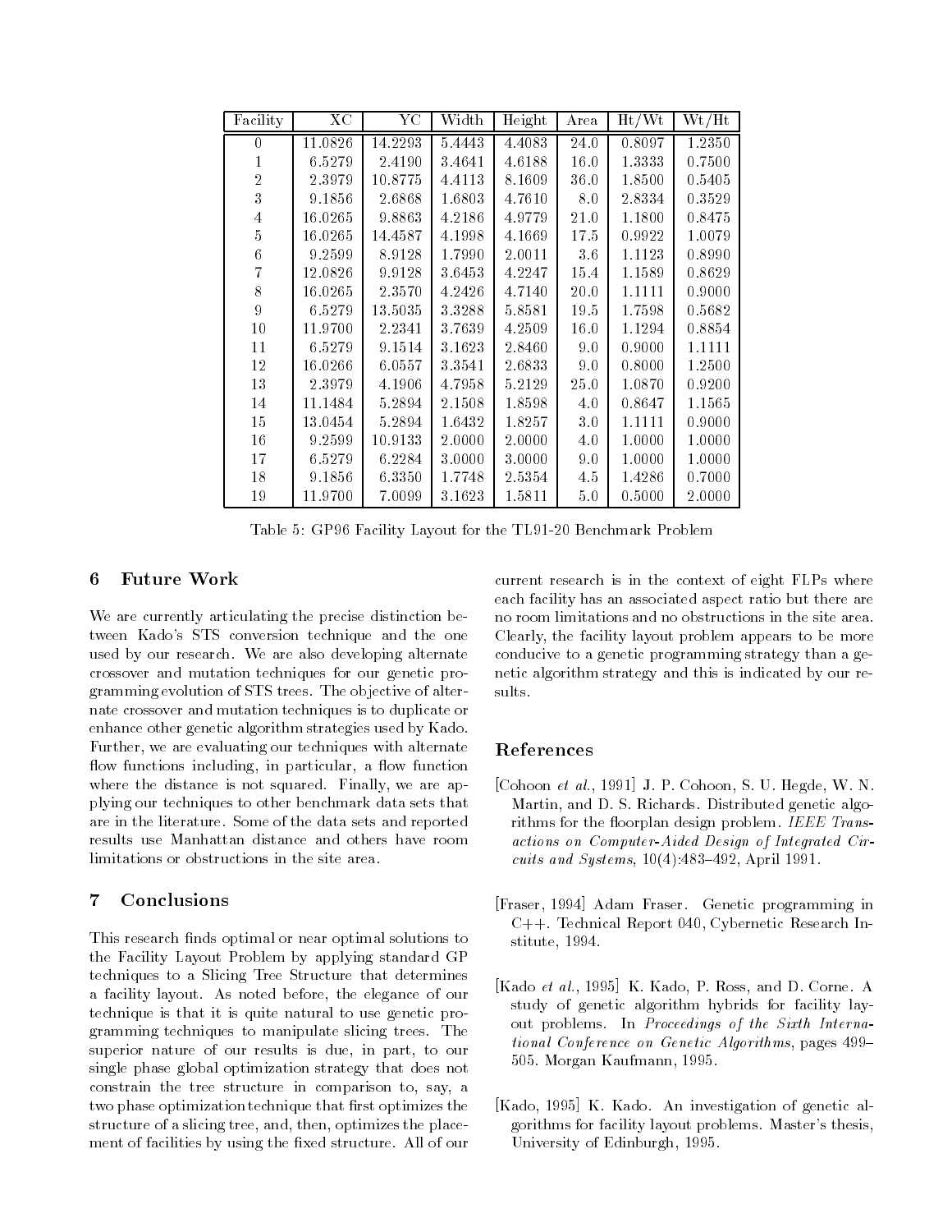| Facility | XC | YC | Width | Height | Area | Ht/Wt | Wt/Ht |
|---|---|---|---|---|---|---|---|
| 0 | 11.0826 | 14.2293 | 5.4443 | 4.4083 | 24.0 | 0.8097 | 1.2350 |
| 1 | 6.5279 | 2.4190 | 3.4641 | 4.6188 | 16.0 | 1.3333 | 0.7500 |
| 2 | 2.3979 | 10.8775 | 4.4113 | 8.1609 | 36.0 | 1.8500 | 0.5405 |
| 3 | 9.1856 | 2.6868 | 1.6803 | 4.7610 | 8.0 | 2.8334 | 0.3529 |
| 4 | 16.0265 | 9.8863 | 4.2186 | 4.9779 | 21.0 | 1.1800 | 0.8475 |
| 5 | 16.0265 | 14.4587 | 4.1998 | 4.1669 | 17.5 | 0.9922 | 1.0079 |
| 6 | 9.2599 | 8.9128 | 1.7990 | 2.0011 | 3.6 | 1.1123 | 0.8990 |
| 7 | 12.0826 | 9.9128 | 3.6453 | 4.2247 | 15.4 | 1.1589 | 0.8629 |
| 8 | 16.0265 | 2.3570 | 4.2426 | 4.7140 | 20.0 | 1.1111 | 0.9000 |
| 9 | 6.5279 | 13.5035 | 3.3288 | 5.8581 | 19.5 | 1.7598 | 0.5682 |
| 10 | 11.9700 | 2.2341 | 3.7639 | 4.2509 | 16.0 | 1.1294 | 0.8854 |
| 11 | 6.5279 | 9.1514 | 3.1623 | 2.8460 | 9.0 | 0.9000 | 1.1111 |
| 12 | 16.0266 | 6.0557 | 3.3541 | 2.6833 | 9.0 | 0.8000 | 1.2500 |
| 13 | 2.3979 | 4.1906 | 4.7958 | 5.2129 | 25.0 | 1.0870 | 0.9200 |
| 14 | 11.1484 | 5.2894 | 2.1508 | 1.8598 | 4.0 | 0.8647 | 1.1565 |
| 15 | 13.0454 | 5.2894 | 1.6432 | 1.8257 | 3.0 | 1.1111 | 0.9000 |
| 16 | 9.2599 | 10.9133 | 2.0000 | 2.0000 | 4.0 | 1.0000 | 1.0000 |
| 17 | 6.5279 | 6.2284 | 3.0000 | 3.0000 | 9.0 | 1.0000 | 1.0000 |
| 18 | 9.1856 | 6.3350 | 1.7748 | 2.5354 | 4.5 | 1.4286 | 0.7000 |
| 19 | 11.9700 | 7.0099 | 3.1623 | 1.5811 | 5.0 | 0.5000 | 2.0000 |

Table 5: GP96 Facility Layout for the TL91-20 Benchmark Problem

## 6 Future Work

We are currently articulating the precise distinction between Kado's STS conversion technique and the one used by our research. We are also developing alternate crossover and mutation techniques for our genetic programming evolution of STS trees. The objective of alternate crossover and mutation techniques is to duplicate or enhance other genetic algorithm strategies used by Kado. Further, we are evaluating our techniques with alternate flow functions including, in particular, a flow function where the distance is not squared. Finally, we are applying our techniques to other benchmark data sets that are in the literature. Some of the data sets and reported results use Manhattan distance and others have room limitations or obstructions in the site area.

## 7 Conclusions

This research finds optimal or near optimal solutions to the Facility Layout Problem by applying standard GP techniques to a Slicing Tree Structure that determines a facility layout. As noted before, the elegance of our technique is that it is quite natural to use genetic programming techniques to manipulate slicing trees. The superior nature of our results is due, in part, to our single phase global optimization strategy that does not constrain the tree structure in comparison to, say, a two phase optimization technique that first optimizes the structure of a slicing tree, and, then, optimizes the placement of facilities by using the fixed structure. All of our current research is in the context of eight FLPs where each facility has an associated aspect ratio but there are no room limitations and no obstructions in the site area. Clearly, the facility layout problem appears to be more conducive to a genetic programming strategy than a genetic algorithm strategy and this is indicated by our results.

## References

[Cohoon *et al.*, 1991] J. P. Cohoon, S. U. Hegde, W. N. Martin, and D. S. Richards. Distributed genetic algorithms for the floorplan design problem. *IEEE Transactions on Computer-Aided Design of Integrated Circuits and Systems*, 10(4):483–492, April 1991.

[Fraser, 1994] Adam Fraser. Genetic programming in C++. Technical Report 040, Cybernetic Research Institute, 1994.

[Kado *et al.*, 1995] K. Kado, P. Ross, and D. Corne. A study of genetic algorithm hybrids for facility layout problems. In *Proceedings of the Sixth International Conference on Genetic Algorithms*, pages 499–505. Morgan Kaufmann, 1995.

[Kado, 1995] K. Kado. An investigation of genetic algorithms for facility layout problems. Master's thesis, University of Edinburgh, 1995.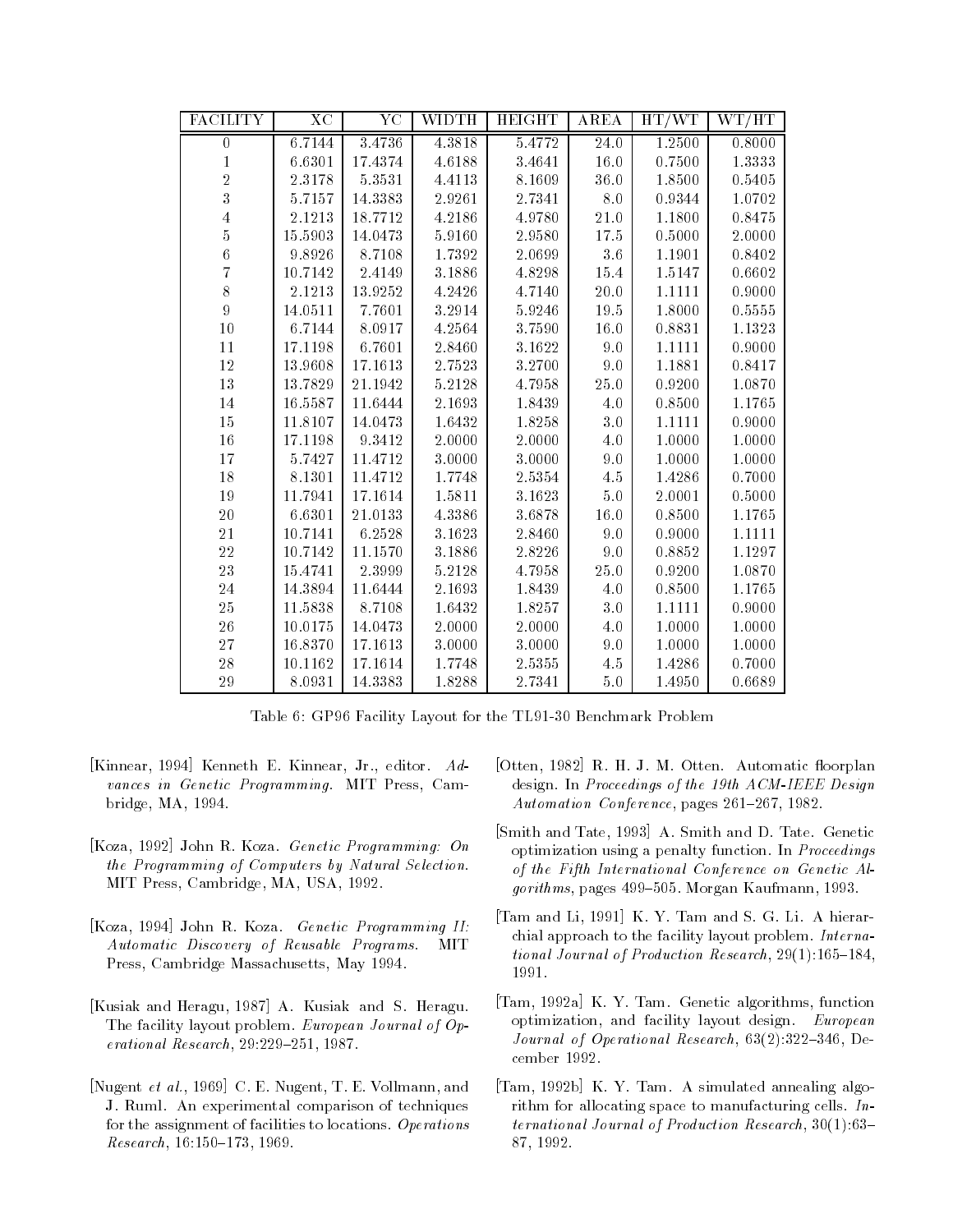| FACILITY | XC | YC | WIDTH | HEIGHT | AREA | HT/WT | WT/HT |
|---|---|---|---|---|---|---|---|
| 0 | 6.7144 | 3.4736 | 4.3818 | 5.4772 | 24.0 | 1.2500 | 0.8000 |
| 1 | 6.6301 | 17.4374 | 4.6188 | 3.4641 | 16.0 | 0.7500 | 1.3333 |
| 2 | 2.3178 | 5.3531 | 4.4113 | 8.1609 | 36.0 | 1.8500 | 0.5405 |
| 3 | 5.7157 | 14.3383 | 2.9261 | 2.7341 | 8.0 | 0.9344 | 1.0702 |
| 4 | 2.1213 | 18.7712 | 4.2186 | 4.9780 | 21.0 | 1.1800 | 0.8475 |
| 5 | 15.5903 | 14.0473 | 5.9160 | 2.9580 | 17.5 | 0.5000 | 2.0000 |
| 6 | 9.8926 | 8.7108 | 1.7392 | 2.0699 | 3.6 | 1.1901 | 0.8402 |
| 7 | 10.7142 | 2.4149 | 3.1886 | 4.8298 | 15.4 | 1.5147 | 0.6602 |
| 8 | 2.1213 | 13.9252 | 4.2426 | 4.7140 | 20.0 | 1.1111 | 0.9000 |
| 9 | 14.0511 | 7.7601 | 3.2914 | 5.9246 | 19.5 | 1.8000 | 0.5555 |
| 10 | 6.7144 | 8.0917 | 4.2564 | 3.7590 | 16.0 | 0.8831 | 1.1323 |
| 11 | 17.1198 | 6.7601 | 2.8460 | 3.1622 | 9.0 | 1.1111 | 0.9000 |
| 12 | 13.9608 | 17.1613 | 2.7523 | 3.2700 | 9.0 | 1.1881 | 0.8417 |
| 13 | 13.7829 | 21.1942 | 5.2128 | 4.7958 | 25.0 | 0.9200 | 1.0870 |
| 14 | 16.5587 | 11.6444 | 2.1693 | 1.8439 | 4.0 | 0.8500 | 1.1765 |
| 15 | 11.8107 | 14.0473 | 1.6432 | 1.8258 | 3.0 | 1.1111 | 0.9000 |
| 16 | 17.1198 | 9.3412 | 2.0000 | 2.0000 | 4.0 | 1.0000 | 1.0000 |
| 17 | 5.7427 | 11.4712 | 3.0000 | 3.0000 | 9.0 | 1.0000 | 1.0000 |
| 18 | 8.1301 | 11.4712 | 1.7748 | 2.5354 | 4.5 | 1.4286 | 0.7000 |
| 19 | 11.7941 | 17.1614 | 1.5811 | 3.1623 | 5.0 | 2.0001 | 0.5000 |
| 20 | 6.6301 | 21.0133 | 4.3386 | 3.6878 | 16.0 | 0.8500 | 1.1765 |
| 21 | 10.7141 | 6.2528 | 3.1623 | 2.8460 | 9.0 | 0.9000 | 1.1111 |
| 22 | 10.7142 | 11.1570 | 3.1886 | 2.8226 | 9.0 | 0.8852 | 1.1297 |
| 23 | 15.4741 | 2.3999 | 5.2128 | 4.7958 | 25.0 | 0.9200 | 1.0870 |
| 24 | 14.3894 | 11.6444 | 2.1693 | 1.8439 | 4.0 | 0.8500 | 1.1765 |
| 25 | 11.5838 | 8.7108 | 1.6432 | 1.8257 | 3.0 | 1.1111 | 0.9000 |
| 26 | 10.0175 | 14.0473 | 2.0000 | 2.0000 | 4.0 | 1.0000 | 1.0000 |
| 27 | 16.8370 | 17.1613 | 3.0000 | 3.0000 | 9.0 | 1.0000 | 1.0000 |
| 28 | 10.1162 | 17.1614 | 1.7748 | 2.5355 | 4.5 | 1.4286 | 0.7000 |
| 29 | 8.0931 | 14.3383 | 1.8288 | 2.7341 | 5.0 | 1.4950 | 0.6689 |

Table 6: GP96 Facility Layout for the TL91-30 Benchmark Problem

[Kinnear, 1994] Kenneth E. Kinnear, Jr., editor. *Advances in Genetic Programming.* MIT Press, Cambridge, MA, 1994.

[Koza, 1992] John R. Koza. *Genetic Programming: On the Programming of Computers by Natural Selection.* MIT Press, Cambridge, MA, USA, 1992.

[Koza, 1994] John R. Koza. *Genetic Programming II: Automatic Discovery of Reusable Programs.* MIT Press, Cambridge Massachusetts, May 1994.

[Kusiak and Heragu, 1987] A. Kusiak and S. Heragu. The facility layout problem. *European Journal of Operational Research*, 29:229–251, 1987.

[Nugent *et al.*, 1969] C. E. Nugent, T. E. Vollmann, and J. Ruml. An experimental comparison of techniques for the assignment of facilities to locations. *Operations Research*, 16:150–173, 1969.

[Otten, 1982] R. H. J. M. Otten. Automatic floorplan design. In *Proceedings of the 19th ACM-IEEE Design Automation Conference*, pages 261–267, 1982.

[Smith and Tate, 1993] A. Smith and D. Tate. Genetic optimization using a penalty function. In *Proceedings of the Fifth International Conference on Genetic Algorithms*, pages 499–505. Morgan Kaufmann, 1993.

[Tam and Li, 1991] K. Y. Tam and S. G. Li. A hierarchial approach to the facility layout problem. *International Journal of Production Research*, 29(1):165–184, 1991.

[Tam, 1992a] K. Y. Tam. Genetic algorithms, function optimization, and facility layout design. *European Journal of Operational Research*, 63(2):322–346, December 1992.

[Tam, 1992b] K. Y. Tam. A simulated annealing algorithm for allocating space to manufacturing cells. *International Journal of Production Research*, 30(1):63–87, 1992.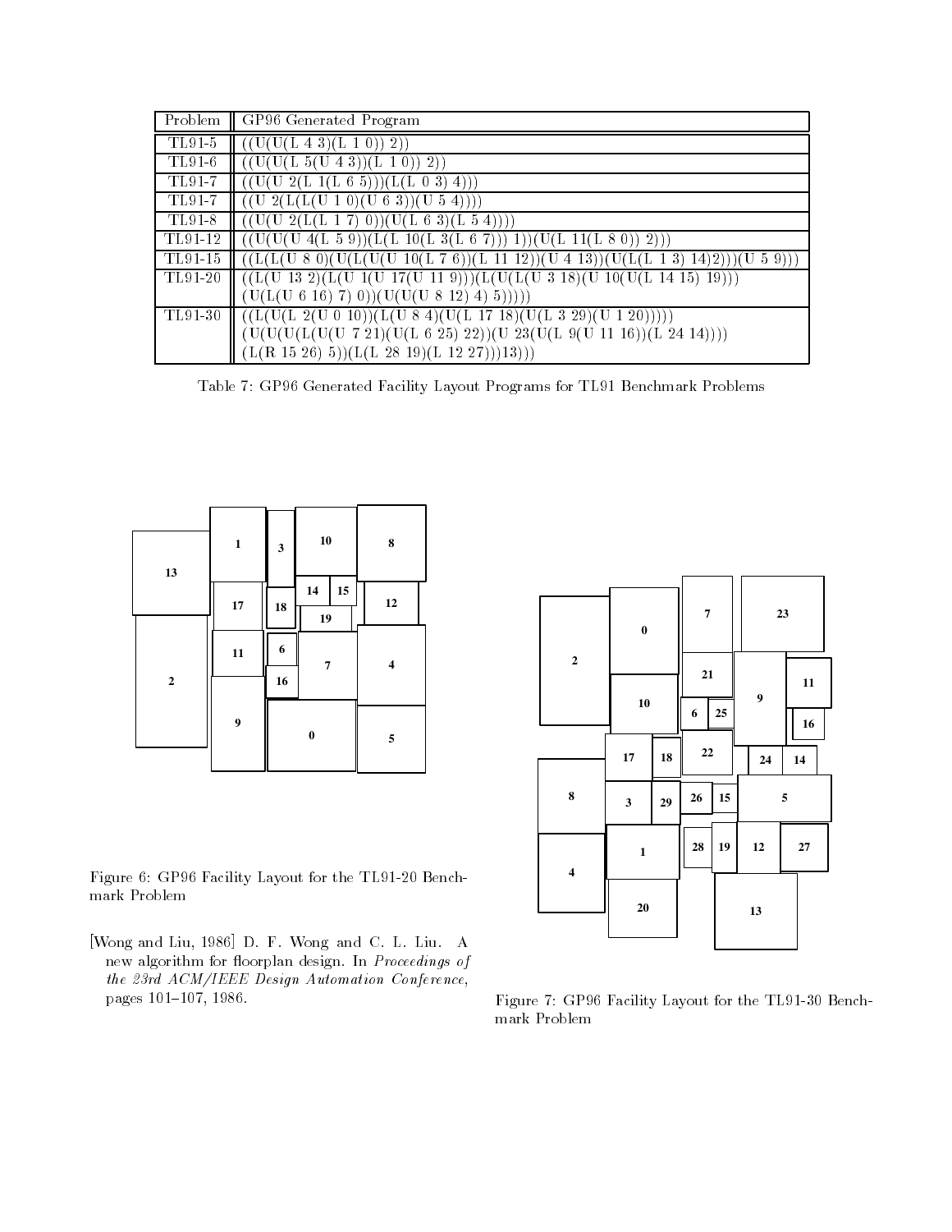| Problem | GP96 Generated Program |
|---|---|
| TL91-5 | ((U(U(L 4 3)(L 1 0)) 2)) |
| TL91-6 | ((U(U(L 5(U 4 3))(L 1 0)) 2)) |
| TL91-7 | ((U(U 2(L 1(L 6 5)))(L(L 0 3) 4))) |
| TL91-7 | ((U 2(L(L(U 1 0)(U 6 3))(U 5 4)))) |
| TL91-8 | ((U(U 2(L(L 1 7) 0))(U(L 6 3)(L 5 4)))) |
| TL91-12 | ((U(U(U 4(L 5 9))(L(L 10(L 3(L 6 7))) 1))(U(L 11(L 8 0)) 2))) |
| TL91-15 | ((L(L(U 8 0)(U(L(U(U 10(L 7 6))(L 11 12))(U 4 13))(U(L(L 1 3) 14)2)))(U 5 9))) |
| TL91-20 | ((L(U 13 2)(L(U 1(U 17(U 11 9)))(L(U(L(U 3 18)(U 10(U(L 14 15) 19))) (U(L(U 6 16) 7) 0))(U(U(U 8 12) 4) 5))))) |
| TL91-30 | ((L(U(L 2(U 0 10))(L(U 8 4)(U(L 17 18)(U(L 3 29)(U 1 20))))) (U(U(U(L(U(U 7 21)(U(L 6 25) 22))(U 23(U(L 9(U 11 16))(L 24 14)))) (L(R 15 26) 5))(L(L 28 19)(L 12 27)))13))) |

Table 7: GP96 Generated Facility Layout Programs for TL91 Benchmark Problems

13 1 3 10 8 17 18 14 15 12 19 11 6 7 4 2 16 9 0 5

Figure 6: GP96 Facility Layout for the TL91-20 Benchmark Problem

[Wong and Liu, 1986] D. F. Wong and C. L. Liu. A new algorithm for floorplan design. In *Proceedings of the 23rd ACM/IEEE Design Automation Conference*, pages 101–107, 1986.

7 23 0 2 21 11 9 10 6 25 16 22 17 18 24 14 8 3 29 26 15 5 1 28 19 12 27 4 20 13

Figure 7: GP96 Facility Layout for the TL91-30 Benchmark Problem